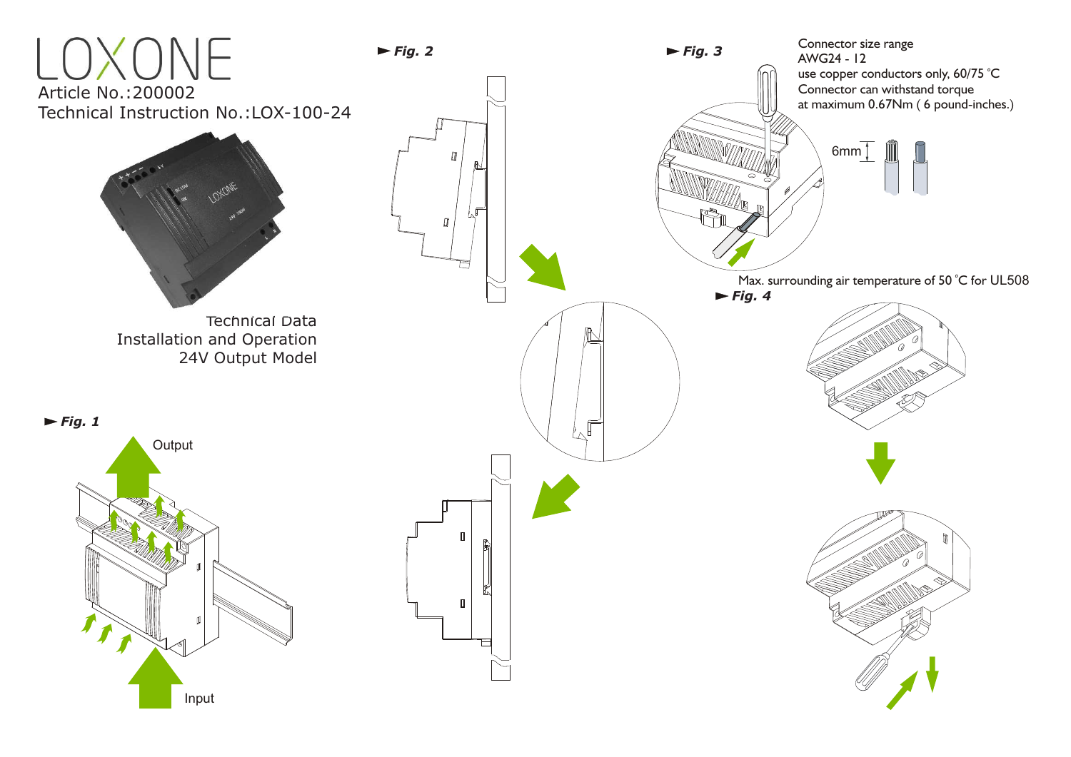# LOXONE

Article No.:200002

Technical Instruction No.:LOX-100-24

Technical Data

Installation and Operation

24V Output Model

► *Fig. 1*

Output

Input

► *Fig. 2*

► *Fig. 3*

Connector size range
AWG24 - 12
use copper conductors only, 60/75 °C
Connector can withstand torque
at maximum 0.67Nm ( 6 pound-inches.)

6mm

Max. surrounding air temperature of 50 °C for UL508

► *Fig. 4*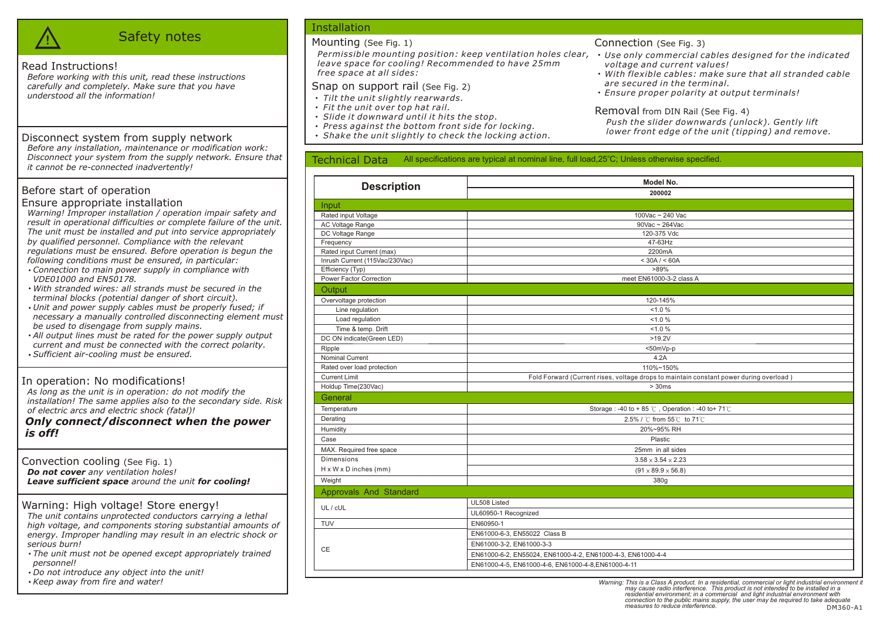## Safety notes

### Read Instructions!

*Before working with this unit, read these instructions carefully and completely. Make sure that you have understood all the information!*

### Disconnect system from supply network

*Before any installation, maintenance or modification work: Disconnect your system from the supply network. Ensure that it cannot be re-connected inadvertently!*

### Before start of operation

### Ensure appropriate installation

*Warning! Improper installation / operation impair safety and result in operational difficulties or complete failure of the unit. The unit must be installed and put into service appropriately by qualified personnel. Compliance with the relevant regulations must be ensured. Before operation is begun the following conditions must be ensured, in particular:*

- *Connection to main power supply in compliance with VDE01000 and EN50178.*
- *With stranded wires: all strands must be secured in the terminal blocks (potential danger of short circuit).*
- *Unit and power supply cables must be properly fused; if necessary a manually controlled disconnecting element must be used to disengage from supply mains.*
- *All output lines must be rated for the power supply output current and must be connected with the correct polarity.*
- *Sufficient air-cooling must be ensured.*

### In operation: No modifications!

*As long as the unit is in operation: do not modify the installation! The same applies also to the secondary side. Risk of electric arcs and electric shock (fatal)!*

***Only connect/disconnect when the power is off!***

### Convection cooling (See Fig. 1)

***Do not cover** any ventilation holes!*
***Leave sufficient space** around the unit **for cooling!***

### Warning: High voltage! Store energy!

*The unit contains unprotected conductors carrying a lethal high voltage, and components storing substantial amounts of energy. Improper handling may result in an electric shock or serious burn!*

- *The unit must not be opened except appropriately trained personnel!*
- *Do not introduce any object into the unit!*
- *Keep away from fire and water!*

## Installation

### Mounting (See Fig. 1)

*Permissible mounting position: keep ventilation holes clear, leave space for cooling! Recommended to have 25mm free space at all sides:*

### Snap on support rail (See Fig. 2)

- *Tilt the unit slightly rearwards.*
- *Fit the unit over top hat rail.*
- *Slide it downward until it hits the stop.*
- *Press against the bottom front side for locking.*
- *Shake the unit slightly to check the locking action.*

### Connection (See Fig. 3)

- *Use only commercial cables designed for the indicated voltage and current values!*
- *With flexible cables: make sure that all stranded cable are secured in the terminal.*
- *Ensure proper polarity at output terminals!*

### Removal from DIN Rail (See Fig. 4)

*Push the slider downwards (unlock). Gently lift lower front edge of the unit (tipping) and remove.*

## Technical Data

All specifications are typical at nominal line, full load,25°C; Unless otherwise specified.

| Description | Model No. 200002 |
|---|---|
| **Input** | |
| Rated input Voltage | 100Vac ~ 240 Vac |
| AC Voltage Range | 90Vac ~ 264Vac |
| DC Voltage Range | 120-375 Vdc |
| Frequency | 47-63Hz |
| Rated input Current (max) | 2200mA |
| Inrush Current (115Vac/230Vac) | < 30A / < 60A |
| Efficiency (Typ) | >89% |
| Power Factor Correction | meet EN61000-3-2 class A |
| **Output** | |
| Overvoltage protection | 120-145% |
| Line regulation | <1.0 % |
| Load regulation | <1.0 % |
| Time & temp. Drift | <1.0 % |
| DC ON indicate(Green LED) | >19.2V |
| Ripple | <50mVp-p |
| Nominal Current | 4.2A |
| Rated over load protection | 110%~150% |
| Current Limit | Fold Forward (Current rises, voltage drops to maintain constant power during overload ) |
| Holdup Time(230Vac) | > 30ms |
| **General** | |
| Temperature | Storage : -40 to + 85 ℃ , Operation : -40 to+ 71℃ |
| Derating | 2.5% / ℃ from 55℃ to 71℃ |
| Humidity | 20%~95% RH |
| Case | Plastic |
| MAX. Required free space | 25mm in all sides |
| Dimensions H x W x D inches (mm) | 3.58 × 3.54 × 2.23 (91 × 89.9 × 56.8) |
| Weight | 380g |
| **Approvals And Standard** | |
| UL / cUL | UL508 Listed |
| | UL60950-1 Recognized |
| TUV | EN60950-1 |
| CE | EN61000-6-3, EN55022 Class B |
| | EN61000-3-2, EN61000-3-3 |
| | EN61000-6-2, EN55024, EN61000-4-2, EN61000-4-3, EN61000-4-4 |
| | EN61000-4-5, EN61000-4-6, EN61000-4-8,EN61000-4-11 |

*Warning: This is a Class A product. In a residential, commercial or light industrial environment it may cause radio interference. This product is not intended to be installed in a residential environment; in a commercial and light industrial environment with connection to the public mains supply, the user may be required to take adequate measures to reduce interference.*

DM360-A1